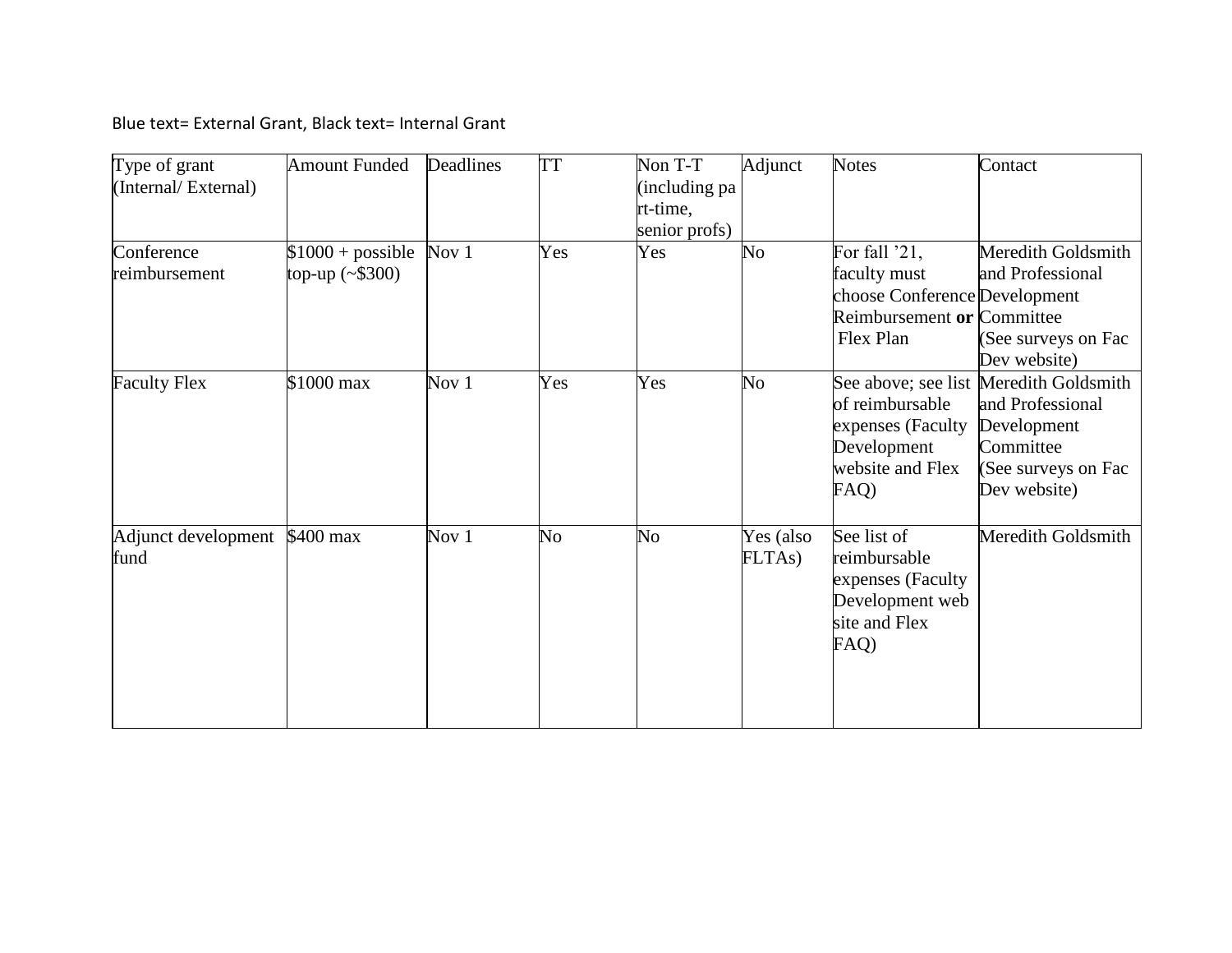Blue text= External Grant, Black text= Internal Grant

| Type of grant (Internal/ External) | Amount Funded | Deadlines | TT | Non T-T (including part-time, senior profs) | Adjunct | Notes | Contact |
|---|---|---|---|---|---|---|---|
| Conference reimbursement | $1000 + possible top-up (~$300) | Nov 1 | Yes | Yes | No | For fall '21, faculty must choose Conference Reimbursement **or** Flex Plan | Meredith Goldsmith and Professional Development Committee (See surveys on Fac Dev website) |
| Faculty Flex | $1000 max | Nov 1 | Yes | Yes | No | See above; see list of reimbursable expenses (Faculty Development website and Flex FAQ) | Meredith Goldsmith and Professional Development Committee (See surveys on Fac Dev website) |
| Adjunct development fund | $400 max | Nov 1 | No | No | Yes (also FLTAs) | See list of reimbursable expenses (Faculty Development web site and Flex FAQ) | Meredith Goldsmith |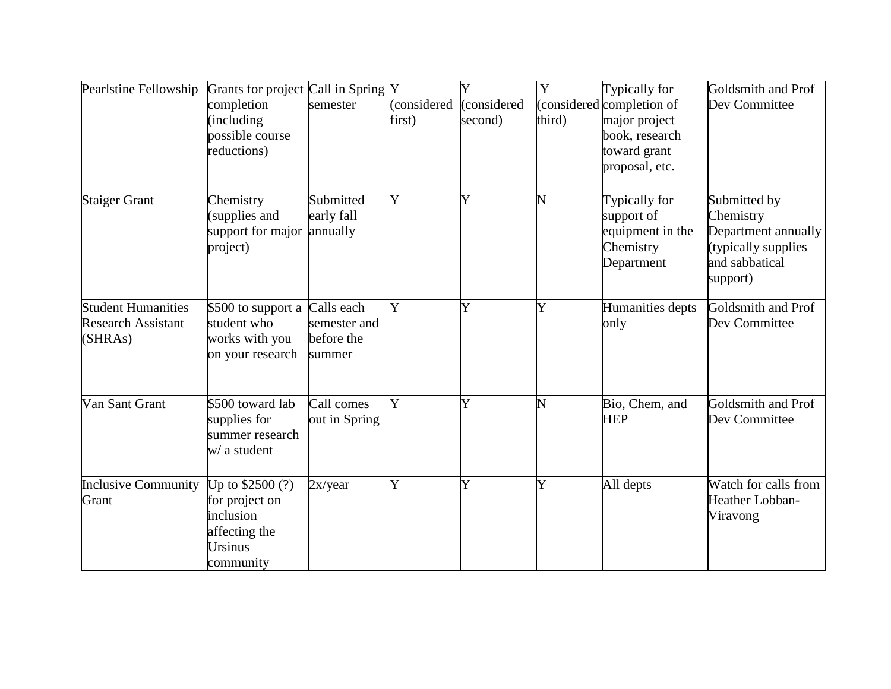| | | | | | | | |
|---|---|---|---|---|---|---|---|
| Pearlstine Fellowship | Grants for project completion (including possible course reductions) | Call in Spring semester | Y (considered first) | Y (considered second) | Y (considered third) | Typically for completion of major project – book, research toward grant proposal, etc. | Goldsmith and Prof Dev Committee |
| Staiger Grant | Chemistry (supplies and support for major project) | Submitted early fall annually | Y | Y | N | Typically for support of equipment in the Chemistry Department | Submitted by Chemistry Department annually (typically supplies and sabbatical support) |
| Student Humanities Research Assistant (SHRAs) | $500 to support a student who works with you on your research | Calls each semester and before the summer | Y | Y | Y | Humanities depts only | Goldsmith and Prof Dev Committee |
| Van Sant Grant | $500 toward lab supplies for summer research w/ a student | Call comes out in Spring | Y | Y | N | Bio, Chem, and HEP | Goldsmith and Prof Dev Committee |
| Inclusive Community Grant | Up to $2500 (?) for project on inclusion affecting the Ursinus community | 2x/year | Y | Y | Y | All depts | Watch for calls from Heather Lobban-Viravong |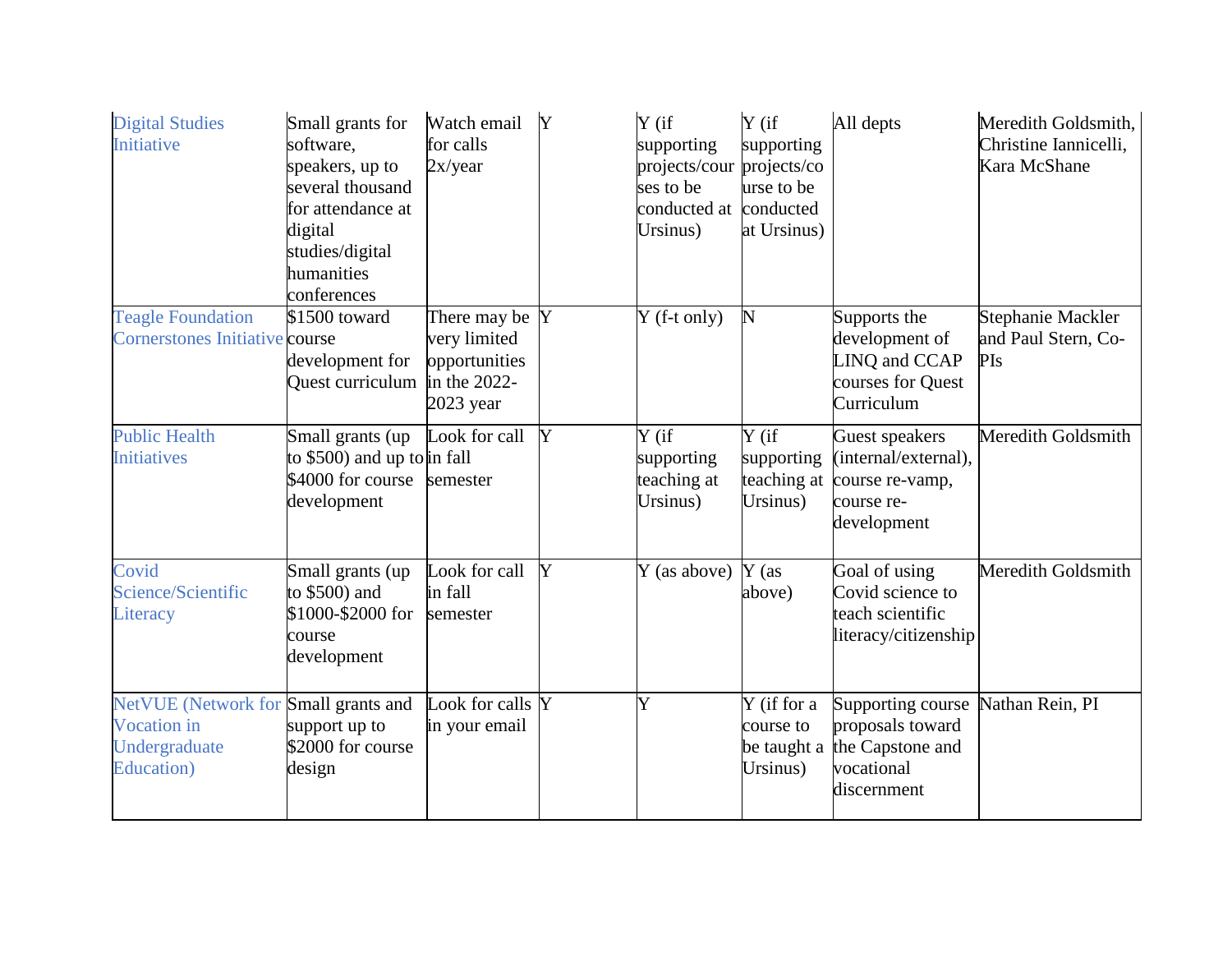| | | | | | | | |
|---|---|---|---|---|---|---|---|
| Digital Studies Initiative | Small grants for software, speakers, up to several thousand for attendance at digital studies/digital humanities conferences | Watch email for calls 2x/year | Y | Y (if supporting projects/courses to be conducted at Ursinus) | Y (if supporting projects/course to be conducted at Ursinus) | All depts | Meredith Goldsmith, Christine Iannicelli, Kara McShane |
| Teagle Foundation Cornerstones Initiative | $1500 toward course development for Quest curriculum | There may be very limited opportunities in the 2022-2023 year | Y | Y (f-t only) | N | Supports the development of LINQ and CCAP courses for Quest Curriculum | Stephanie Mackler and Paul Stern, Co-PIs |
| Public Health Initiatives | Small grants (up to $500) and up to $4000 for course development | Look for call in fall semester | Y | Y (if supporting teaching at Ursinus) | Y (if supporting teaching at Ursinus) | Guest speakers (internal/external), course re-vamp, course re-development | Meredith Goldsmith |
| Covid Science/Scientific Literacy | Small grants (up to $500) and $1000-$2000 for course development | Look for call in fall semester | Y | Y (as above) | Y (as above) | Goal of using Covid science to teach scientific literacy/citizenship | Meredith Goldsmith |
| NetVUE (Network for Vocation in Undergraduate Education) | Small grants and support up to $2000 for course design | Look for calls in your email | Y | Y | Y (if for a course to be taught a Ursinus) | Supporting course proposals toward the Capstone and vocational discernment | Nathan Rein, PI |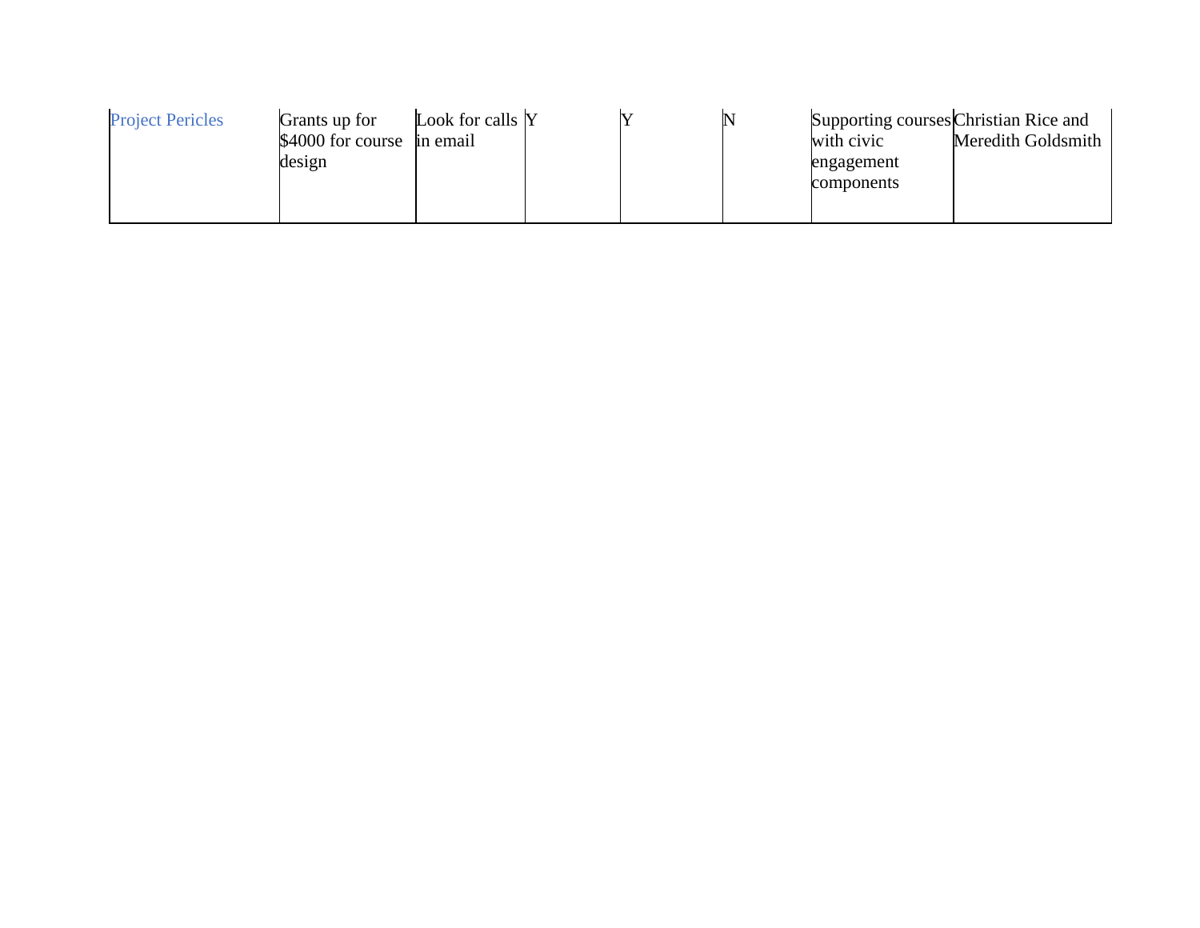| | | | | | | | |
|---|---|---|---|---|---|---|---|
| Project Pericles | Grants up for $4000 for course design | Look for calls in email | Y | Y | N | Supporting courses with civic engagement components | Christian Rice and Meredith Goldsmith |